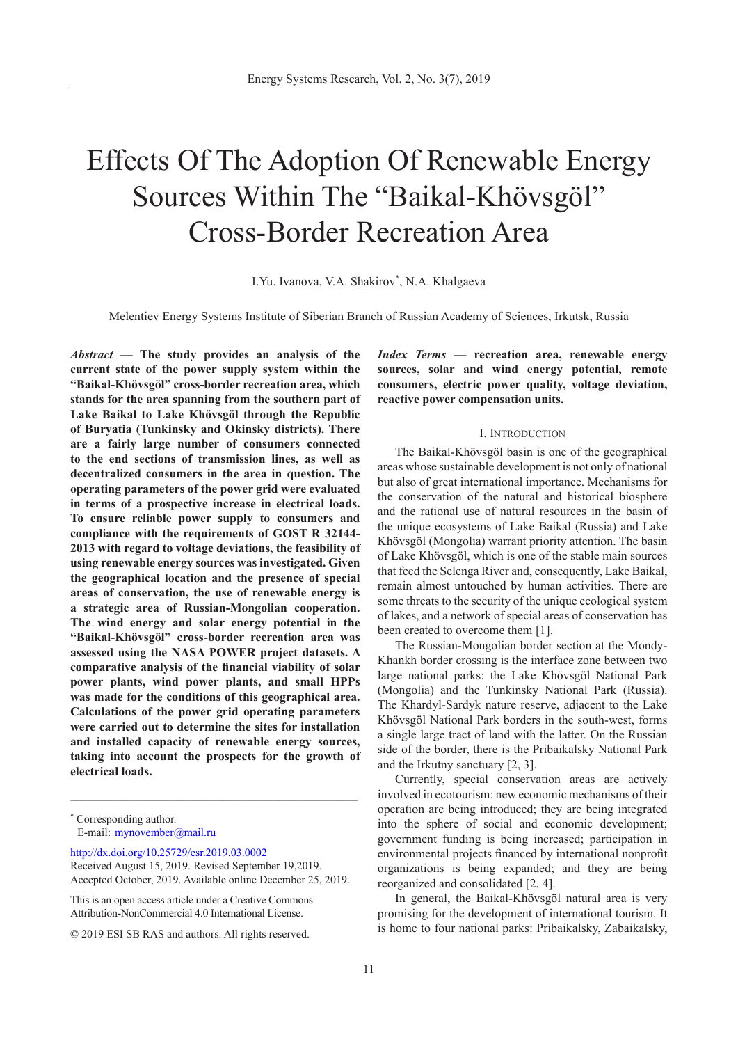# Effects Of The Adoption Of Renewable Energy Sources Within The "Baikal-Khövsgöl" Cross-Border Recreation Area

I.Yu. Ivanova, V.A. Shakirov*, N.A. Khalgaeva

Melentiev Energy Systems Institute of Siberian Branch of Russian Academy of Sciences, Irkutsk, Russia

***Abstract* — The study provides an analysis of the current state of the power supply system within the "Baikal-Khövsgöl" cross-border recreation area, which stands for the area spanning from the southern part of Lake Baikal to Lake Khövsgöl through the Republic of Buryatia (Tunkinsky and Okinsky districts). There are a fairly large number of consumers connected to the end sections of transmission lines, as well as decentralized consumers in the area in question. The operating parameters of the power grid were evaluated in terms of a prospective increase in electrical loads. To ensure reliable power supply to consumers and compliance with the requirements of GOST R 32144-2013 with regard to voltage deviations, the feasibility of using renewable energy sources was investigated. Given the geographical location and the presence of special areas of conservation, the use of renewable energy is a strategic area of Russian-Mongolian cooperation. The wind energy and solar energy potential in the "Baikal-Khövsgöl" cross-border recreation area was assessed using the NASA POWER project datasets. A comparative analysis of the financial viability of solar power plants, wind power plants, and small HPPs was made for the conditions of this geographical area. Calculations of the power grid operating parameters were carried out to determine the sites for installation and installed capacity of renewable energy sources, taking into account the prospects for the growth of electrical loads.**

***Index Terms* — recreation area, renewable energy sources, solar and wind energy potential, remote consumers, electric power quality, voltage deviation, reactive power compensation units.**

## I. Introduction

The Baikal-Khövsgöl basin is one of the geographical areas whose sustainable development is not only of national but also of great international importance. Mechanisms for the conservation of the natural and historical biosphere and the rational use of natural resources in the basin of the unique ecosystems of Lake Baikal (Russia) and Lake Khövsgöl (Mongolia) warrant priority attention. The basin of Lake Khövsgöl, which is one of the stable main sources that feed the Selenga River and, consequently, Lake Baikal, remain almost untouched by human activities. There are some threats to the security of the unique ecological system of lakes, and a network of special areas of conservation has been created to overcome them [1].

The Russian-Mongolian border section at the Mondy-Khankh border crossing is the interface zone between two large national parks: the Lake Khövsgöl National Park (Mongolia) and the Tunkinsky National Park (Russia). The Khardyl-Sardyk nature reserve, adjacent to the Lake Khövsgöl National Park borders in the south-west, forms a single large tract of land with the latter. On the Russian side of the border, there is the Pribaikalsky National Park and the Irkutny sanctuary [2, 3].

Currently, special conservation areas are actively involved in ecotourism: new economic mechanisms of their operation are being introduced; they are being integrated into the sphere of social and economic development; government funding is being increased; participation in environmental projects financed by international nonprofit organizations is being expanded; and they are being reorganized and consolidated [2, 4].

In general, the Baikal-Khövsgöl natural area is very promising for the development of international tourism. It is home to four national parks: Pribaikalsky, Zabaikalsky,

---

* Corresponding author.
E-mail: mynovember@mail.ru

http://dx.doi.org/10.25729/esr.2019.03.0002
Received August 15, 2019. Revised September 19,2019.
Accepted October, 2019. Available online December 25, 2019.

This is an open access article under a Creative Commons Attribution-NonCommercial 4.0 International License.

© 2019 ESI SB RAS and authors. All rights reserved.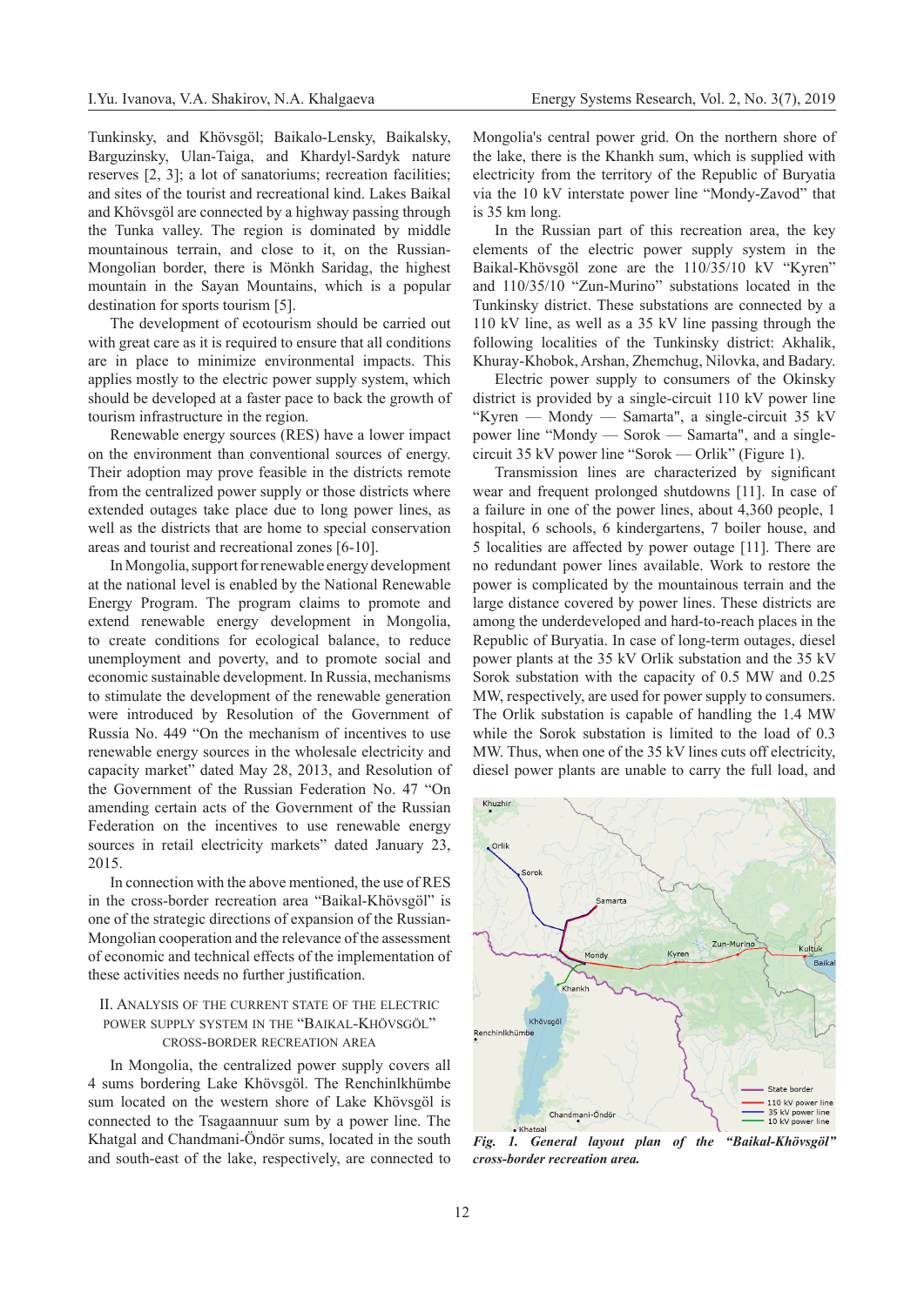Tunkinsky, and Khövsgöl; Baikalo-Lensky, Baikalsky, Barguzinsky, Ulan-Taiga, and Khardyl-Sardyk nature reserves [2, 3]; a lot of sanatoriums; recreation facilities; and sites of the tourist and recreational kind. Lakes Baikal and Khövsgöl are connected by a highway passing through the Tunka valley. The region is dominated by middle mountainous terrain, and close to it, on the Russian-Mongolian border, there is Mönkh Saridag, the highest mountain in the Sayan Mountains, which is a popular destination for sports tourism [5].

The development of ecotourism should be carried out with great care as it is required to ensure that all conditions are in place to minimize environmental impacts. This applies mostly to the electric power supply system, which should be developed at a faster pace to back the growth of tourism infrastructure in the region.

Renewable energy sources (RES) have a lower impact on the environment than conventional sources of energy. Their adoption may prove feasible in the districts remote from the centralized power supply or those districts where extended outages take place due to long power lines, as well as the districts that are home to special conservation areas and tourist and recreational zones [6-10].

In Mongolia, support for renewable energy development at the national level is enabled by the National Renewable Energy Program. The program claims to promote and extend renewable energy development in Mongolia, to create conditions for ecological balance, to reduce unemployment and poverty, and to promote social and economic sustainable development. In Russia, mechanisms to stimulate the development of the renewable generation were introduced by Resolution of the Government of Russia No. 449 "On the mechanism of incentives to use renewable energy sources in the wholesale electricity and capacity market" dated May 28, 2013, and Resolution of the Government of the Russian Federation No. 47 "On amending certain acts of the Government of the Russian Federation on the incentives to use renewable energy sources in retail electricity markets" dated January 23, 2015.

In connection with the above mentioned, the use of RES in the cross-border recreation area "Baikal-Khövsgöl" is one of the strategic directions of expansion of the Russian-Mongolian cooperation and the relevance of the assessment of economic and technical effects of the implementation of these activities needs no further justification.

## II. Analysis of the current state of the electric power supply system in the "Baikal-Khövsgöl" cross-border recreation area

In Mongolia, the centralized power supply covers all 4 sums bordering Lake Khövsgöl. The Renchinlkhümbe sum located on the western shore of Lake Khövsgöl is connected to the Tsagaannuur sum by a power line. The Khatgal and Chandmani-Öndör sums, located in the south and south-east of the lake, respectively, are connected to Mongolia's central power grid. On the northern shore of the lake, there is the Khankh sum, which is supplied with electricity from the territory of the Republic of Buryatia via the 10 kV interstate power line "Mondy-Zavod" that is 35 km long.

In the Russian part of this recreation area, the key elements of the electric power supply system in the Baikal-Khövsgöl zone are the 110/35/10 kV "Kyren" and 110/35/10 "Zun-Murino" substations located in the Tunkinsky district. These substations are connected by a 110 kV line, as well as a 35 kV line passing through the following localities of the Tunkinsky district: Akhalik, Khuray-Khobok, Arshan, Zhemchug, Nilovka, and Badary.

Electric power supply to consumers of the Okinsky district is provided by a single-circuit 110 kV power line "Kyren — Mondy — Samarta", a single-circuit 35 kV power line "Mondy — Sorok — Samarta", and a single-circuit 35 kV power line "Sorok — Orlik" (Figure 1).

Transmission lines are characterized by significant wear and frequent prolonged shutdowns [11]. In case of a failure in one of the power lines, about 4,360 people, 1 hospital, 6 schools, 6 kindergartens, 7 boiler house, and 5 localities are affected by power outage [11]. There are no redundant power lines available. Work to restore the power is complicated by the mountainous terrain and the large distance covered by power lines. These districts are among the underdeveloped and hard-to-reach places in the Republic of Buryatia. In case of long-term outages, diesel power plants at the 35 kV Orlik substation and the 35 kV Sorok substation with the capacity of 0.5 MW and 0.25 MW, respectively, are used for power supply to consumers. The Orlik substation is capable of handling the 1.4 MW while the Sorok substation is limited to the load of 0.3 MW. Thus, when one of the 35 kV lines cuts off electricity, diesel power plants are unable to carry the full load, and

*Fig. 1. General layout plan of the "Baikal-Khövsgöl" cross-border recreation area.*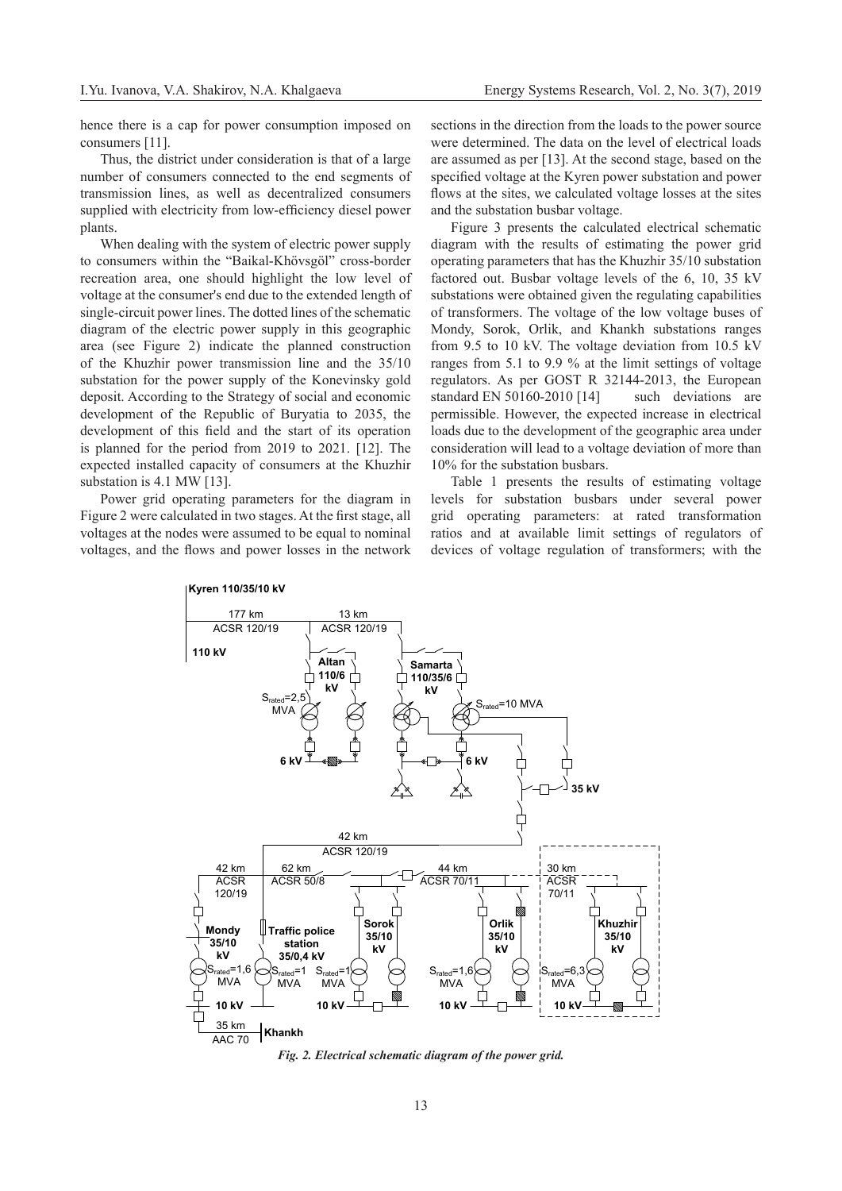hence there is a cap for power consumption imposed on consumers [11].

Thus, the district under consideration is that of a large number of consumers connected to the end segments of transmission lines, as well as decentralized consumers supplied with electricity from low-efficiency diesel power plants.

When dealing with the system of electric power supply to consumers within the "Baikal-Khövsgöl" cross-border recreation area, one should highlight the low level of voltage at the consumer's end due to the extended length of single-circuit power lines. The dotted lines of the schematic diagram of the electric power supply in this geographic area (see Figure 2) indicate the planned construction of the Khuzhir power transmission line and the 35/10 substation for the power supply of the Konevinsky gold deposit. According to the Strategy of social and economic development of the Republic of Buryatia to 2035, the development of this field and the start of its operation is planned for the period from 2019 to 2021. [12]. The expected installed capacity of consumers at the Khuzhir substation is 4.1 MW [13].

Power grid operating parameters for the diagram in Figure 2 were calculated in two stages. At the first stage, all voltages at the nodes were assumed to be equal to nominal voltages, and the flows and power losses in the network sections in the direction from the loads to the power source were determined. The data on the level of electrical loads are assumed as per [13]. At the second stage, based on the specified voltage at the Kyren power substation and power flows at the sites, we calculated voltage losses at the sites and the substation busbar voltage.

Figure 3 presents the calculated electrical schematic diagram with the results of estimating the power grid operating parameters that has the Khuzhir 35/10 substation factored out. Busbar voltage levels of the 6, 10, 35 kV substations were obtained given the regulating capabilities of transformers. The voltage of the low voltage buses of Mondy, Sorok, Orlik, and Khankh substations ranges from 9.5 to 10 kV. The voltage deviation from 10.5 kV ranges from 5.1 to 9.9 % at the limit settings of voltage regulators. As per GOST R 32144-2013, the European standard EN 50160-2010 [14] such deviations are permissible. However, the expected increase in electrical loads due to the development of the geographic area under consideration will lead to a voltage deviation of more than 10% for the substation busbars.

Table 1 presents the results of estimating voltage levels for substation busbars under several power grid operating parameters: at rated transformation ratios and at available limit settings of regulators of devices of voltage regulation of transformers; with the

*Fig. 2. Electrical schematic diagram of the power grid.*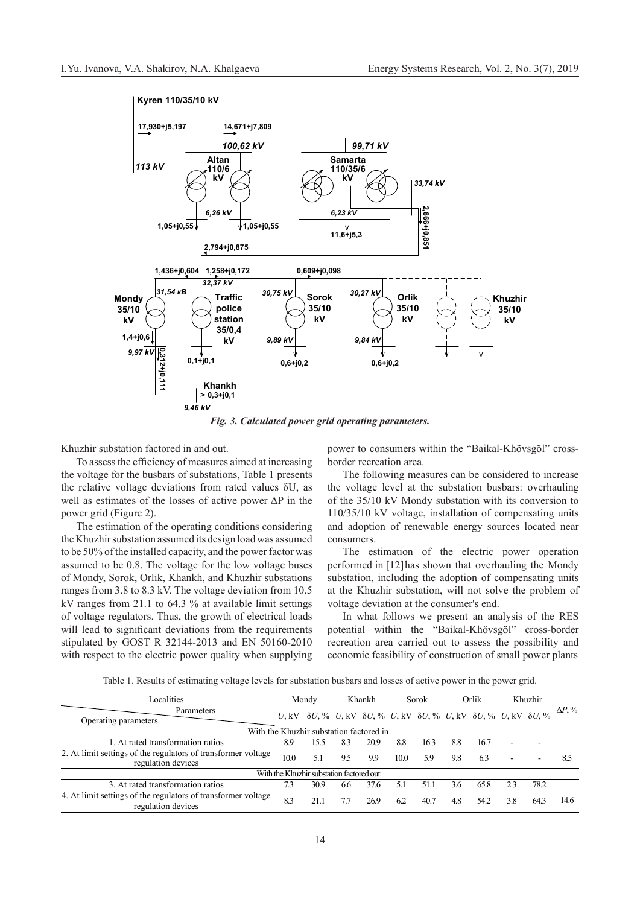Fig. 3. Calculated power grid operating parameters.

Khuzhir substation factored in and out.

To assess the efficiency of measures aimed at increasing the voltage for the busbars of substations, Table 1 presents the relative voltage deviations from rated values δU, as well as estimates of the losses of active power ΔP in the power grid (Figure 2).

The estimation of the operating conditions considering the Khuzhir substation assumed its design load was assumed to be 50% of the installed capacity, and the power factor was assumed to be 0.8. The voltage for the low voltage buses of Mondy, Sorok, Orlik, Khankh, and Khuzhir substations ranges from 3.8 to 8.3 kV. The voltage deviation from 10.5 kV ranges from 21.1 to 64.3 % at available limit settings of voltage regulators. Thus, the growth of electrical loads will lead to significant deviations from the requirements stipulated by GOST R 32144-2013 and EN 50160-2010 with respect to the electric power quality when supplying power to consumers within the "Baikal-Khövsgöl" cross-border recreation area.

The following measures can be considered to increase the voltage level at the substation busbars: overhauling of the 35/10 kV Mondy substation with its conversion to 110/35/10 kV voltage, installation of compensating units and adoption of renewable energy sources located near consumers.

The estimation of the electric power operation performed in [12] has shown that overhauling the Mondy substation, including the adoption of compensating units at the Khuzhir substation, will not solve the problem of voltage deviation at the consumer's end.

In what follows we present an analysis of the RES potential within the "Baikal-Khövsgöl" cross-border recreation area carried out to assess the possibility and economic feasibility of construction of small power plants

Table 1. Results of estimating voltage levels for substation busbars and losses of active power in the power grid.

| Localities | Mondy | | Khankh | | Sorok | | Orlik | | Khuzhir | | $\Delta P$, % |
|---|---|---|---|---|---|---|---|---|---|---|---|
| Operating parameters \ Parameters | $U$, kV | $\delta U$, % | $U$, kV | $\delta U$, % | $U$, kV | $\delta U$, % | $U$, kV | $\delta U$, % | $U$, kV | $\delta U$, % | |
| With the Khuzhir substation factored in | | | | | | | | | | | |
| 1. At rated transformation ratios | 8.9 | 15.5 | 8.3 | 20.9 | 8.8 | 16.3 | 8.8 | 16.7 | - | - | 8.5 |
| 2. At limit settings of the regulators of transformer voltage regulation devices | 10.0 | 5.1 | 9.5 | 9.9 | 10.0 | 5.9 | 9.8 | 6.3 | - | - | |
| With the Khuzhir substation factored out | | | | | | | | | | | |
| 3. At rated transformation ratios | 7.3 | 30.9 | 6.6 | 37.6 | 5.1 | 51.1 | 3.6 | 65.8 | 2.3 | 78.2 | 14.6 |
| 4. At limit settings of the regulators of transformer voltage regulation devices | 8.3 | 21.1 | 7.7 | 26.9 | 6.2 | 40.7 | 4.8 | 54.2 | 3.8 | 64.3 | |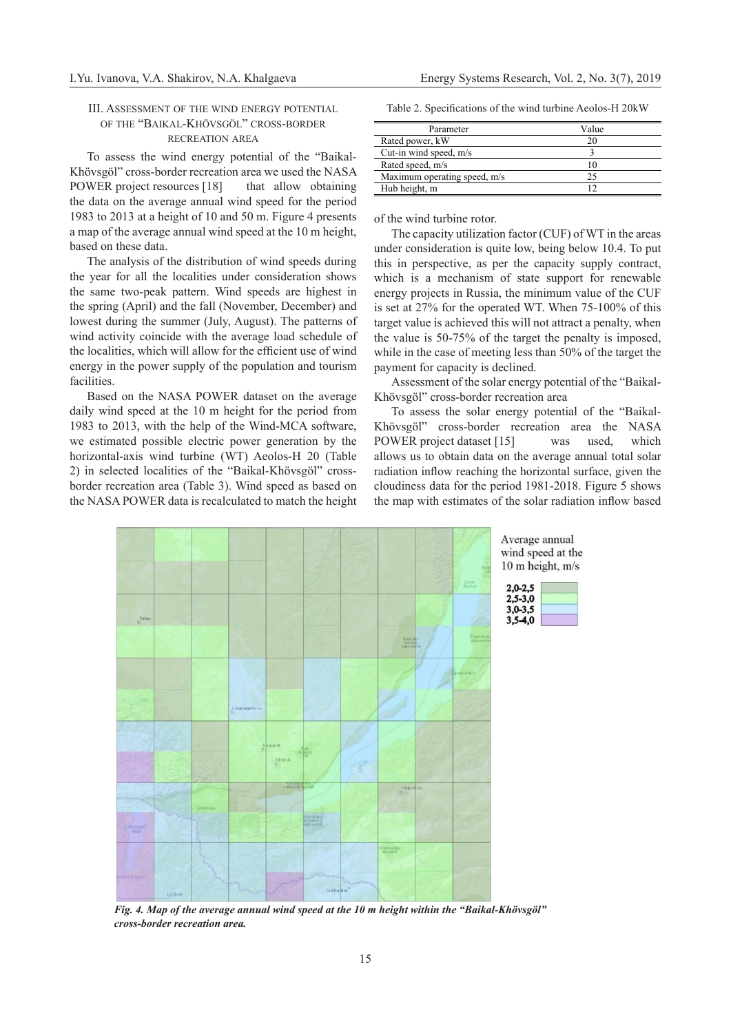### III. Assessment of the wind energy potential of the "Baikal-Khövsgöl" cross-border recreation area

To assess the wind energy potential of the "Baikal-Khövsgöl" cross-border recreation area we used the NASA POWER project resources [18] that allow obtaining the data on the average annual wind speed for the period 1983 to 2013 at a height of 10 and 50 m. Figure 4 presents a map of the average annual wind speed at the 10 m height, based on these data.

The analysis of the distribution of wind speeds during the year for all the localities under consideration shows the same two-peak pattern. Wind speeds are highest in the spring (April) and the fall (November, December) and lowest during the summer (July, August). The patterns of wind activity coincide with the average load schedule of the localities, which will allow for the efficient use of wind energy in the power supply of the population and tourism facilities.

Based on the NASA POWER dataset on the average daily wind speed at the 10 m height for the period from 1983 to 2013, with the help of the Wind-MCA software, we estimated possible electric power generation by the horizontal-axis wind turbine (WT) Aeolos-H 20 (Table 2) in selected localities of the "Baikal-Khövsgöl" cross-border recreation area (Table 3). Wind speed as based on the NASA POWER data is recalculated to match the height of the wind turbine rotor.

Table 2. Specifications of the wind turbine Aeolos-H 20kW

| Parameter | Value |
|---|---|
| Rated power, kW | 20 |
| Cut-in wind speed, m/s | 3 |
| Rated speed, m/s | 10 |
| Maximum operating speed, m/s | 25 |
| Hub height, m | 12 |

The capacity utilization factor (CUF) of WT in the areas under consideration is quite low, being below 10.4. To put this in perspective, as per the capacity supply contract, which is a mechanism of state support for renewable energy projects in Russia, the minimum value of the CUF is set at 27% for the operated WT. When 75-100% of this target value is achieved this will not attract a penalty, when the value is 50-75% of the target the penalty is imposed, while in the case of meeting less than 50% of the target the payment for capacity is declined.

Assessment of the solar energy potential of the "Baikal-Khövsgöl" cross-border recreation area

To assess the solar energy potential of the "Baikal-Khövsgöl" cross-border recreation area the NASA POWER project dataset [15] was used, which allows us to obtain data on the average annual total solar radiation inflow reaching the horizontal surface, given the cloudiness data for the period 1981-2018. Figure 5 shows the map with estimates of the solar radiation inflow based

*Fig. 4. Map of the average annual wind speed at the 10 m height within the "Baikal-Khövsgöl" cross-border recreation area.*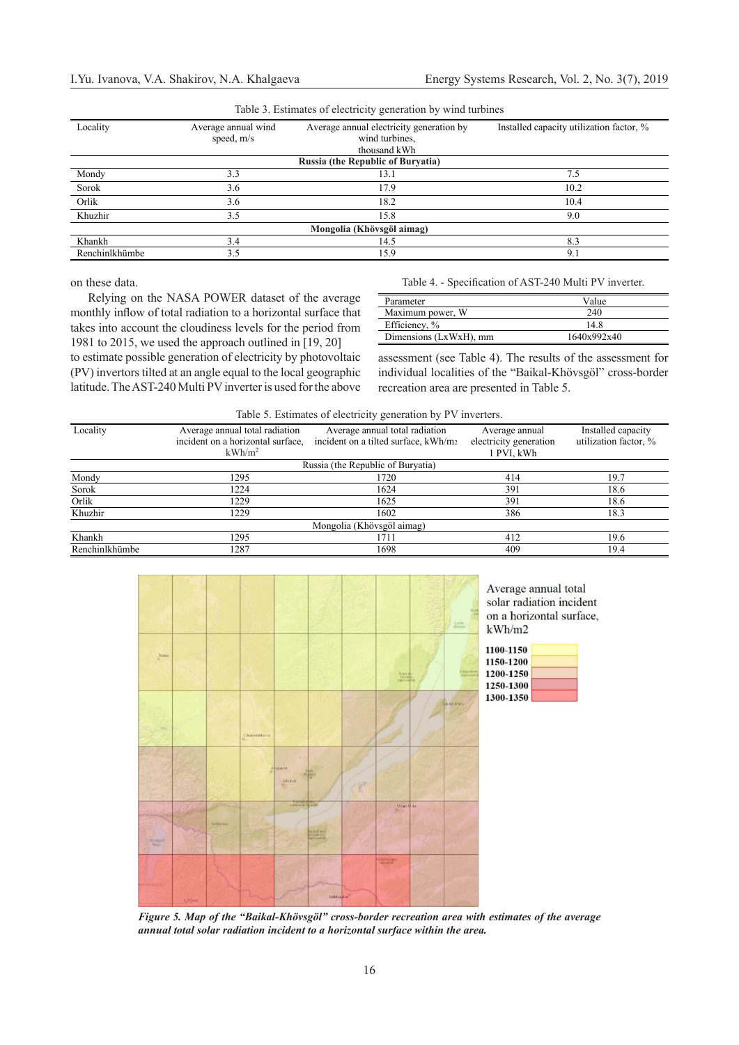Table 3. Estimates of electricity generation by wind turbines

| Locality | Average annual wind speed, m/s | Average annual electricity generation by wind turbines, thousand kWh | Installed capacity utilization factor, % |
|---|---|---|---|
| **Russia (the Republic of Buryatia)** | | | |
| Mondy | 3.3 | 13.1 | 7.5 |
| Sorok | 3.6 | 17.9 | 10.2 |
| Orlik | 3.6 | 18.2 | 10.4 |
| Khuzhir | 3.5 | 15.8 | 9.0 |
| **Mongolia (Khövsgöl aimag)** | | | |
| Khankh | 3.4 | 14.5 | 8.3 |
| Renchinlkhümbe | 3.5 | 15.9 | 9.1 |

on these data.

Relying on the NASA POWER dataset of the average monthly inflow of total radiation to a horizontal surface that takes into account the cloudiness levels for the period from 1981 to 2015, we used the approach outlined in [19, 20] to estimate possible generation of electricity by photovoltaic (PV) invertors tilted at an angle equal to the local geographic latitude. The AST-240 Multi PV inverter is used for the above assessment (see Table 4). The results of the assessment for individual localities of the "Baikal-Khövsgöl" cross-border recreation area are presented in Table 5.

Table 4. - Specification of AST-240 Multi PV inverter.

| Parameter | Value |
|---|---|
| Maximum power, W | 240 |
| Efficiency, % | 14.8 |
| Dimensions (LxWxH), mm | 1640x992x40 |

Table 5. Estimates of electricity generation by PV inverters.

| Locality | Average annual total radiation incident on a horizontal surface, kWh/m$^2$ | Average annual total radiation incident on a tilted surface, kWh/m$_2$ | Average annual electricity generation 1 PVI, kWh | Installed capacity utilization factor, % |
|---|---|---|---|---|
| Russia (the Republic of Buryatia) | | | | |
| Mondy | 1295 | 1720 | 414 | 19.7 |
| Sorok | 1224 | 1624 | 391 | 18.6 |
| Orlik | 1229 | 1625 | 391 | 18.6 |
| Khuzhir | 1229 | 1602 | 386 | 18.3 |
| Mongolia (Khövsgöl aimag) | | | | |
| Khankh | 1295 | 1711 | 412 | 19.6 |
| Renchinlkhümbe | 1287 | 1698 | 409 | 19.4 |

Average annual total solar radiation incident on a horizontal surface, kWh/m2

1100-1150
1150-1200
1200-1250
1250-1300
1300-1350

***Figure 5. Map of the "Baikal-Khövsgöl" cross-border recreation area with estimates of the average annual total solar radiation incident to a horizontal surface within the area.***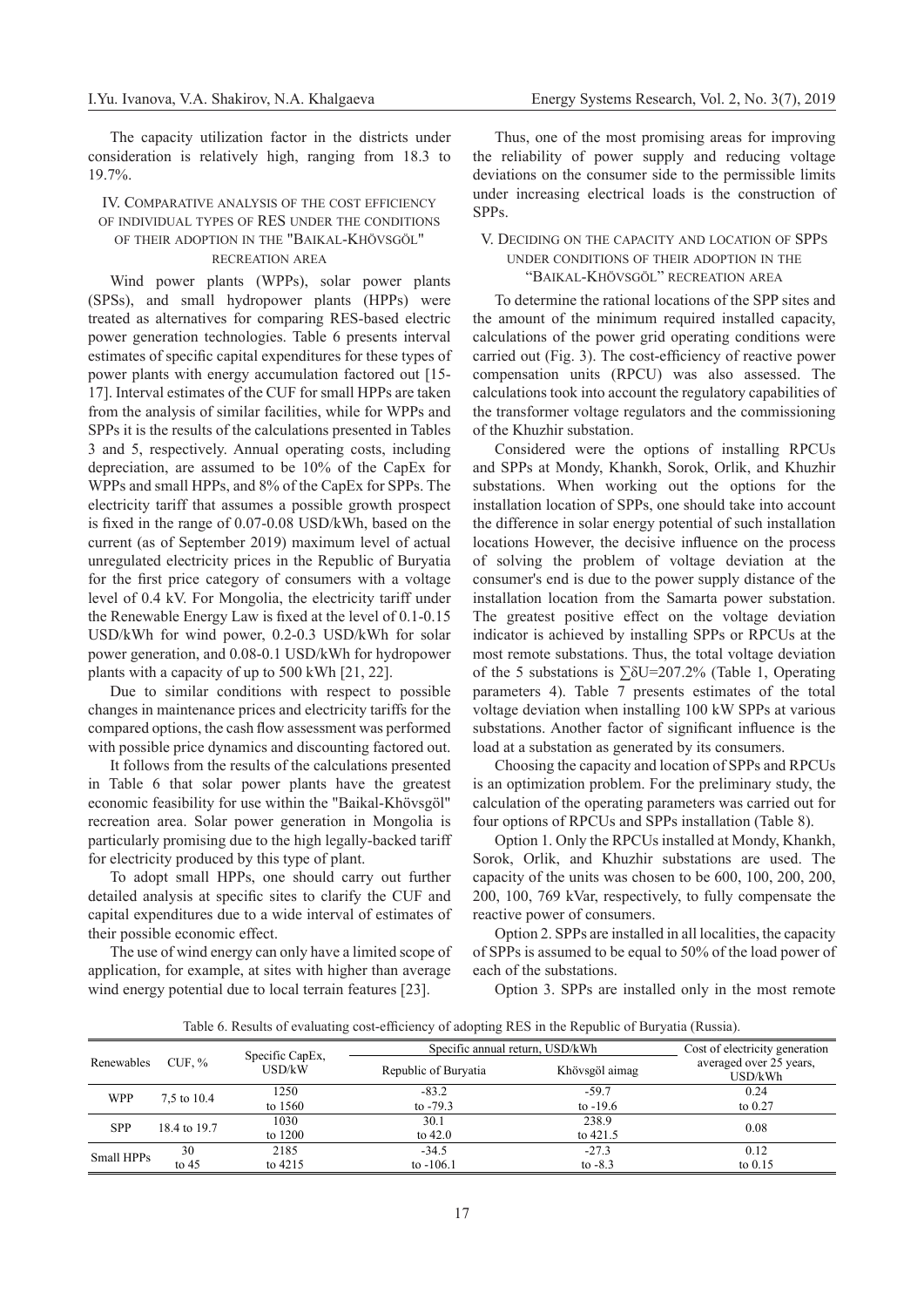The capacity utilization factor in the districts under consideration is relatively high, ranging from 18.3 to 19.7%.

## IV. Comparative analysis of the cost efficiency of individual types of RES under the conditions of their adoption in the "Baikal-Khövsgöl" recreation area

Wind power plants (WPPs), solar power plants (SPSs), and small hydropower plants (HPPs) were treated as alternatives for comparing RES-based electric power generation technologies. Table 6 presents interval estimates of specific capital expenditures for these types of power plants with energy accumulation factored out [15-17]. Interval estimates of the CUF for small HPPs are taken from the analysis of similar facilities, while for WPPs and SPPs it is the results of the calculations presented in Tables 3 and 5, respectively. Annual operating costs, including depreciation, are assumed to be 10% of the CapEx for WPPs and small HPPs, and 8% of the CapEx for SPPs. The electricity tariff that assumes a possible growth prospect is fixed in the range of 0.07-0.08 USD/kWh, based on the current (as of September 2019) maximum level of actual unregulated electricity prices in the Republic of Buryatia for the first price category of consumers with a voltage level of 0.4 kV. For Mongolia, the electricity tariff under the Renewable Energy Law is fixed at the level of 0.1-0.15 USD/kWh for wind power, 0.2-0.3 USD/kWh for solar power generation, and 0.08-0.1 USD/kWh for hydropower plants with a capacity of up to 500 kWh [21, 22].

Due to similar conditions with respect to possible changes in maintenance prices and electricity tariffs for the compared options, the cash flow assessment was performed with possible price dynamics and discounting factored out.

It follows from the results of the calculations presented in Table 6 that solar power plants have the greatest economic feasibility for use within the "Baikal-Khövsgöl" recreation area. Solar power generation in Mongolia is particularly promising due to the high legally-backed tariff for electricity produced by this type of plant.

To adopt small HPPs, one should carry out further detailed analysis at specific sites to clarify the CUF and capital expenditures due to a wide interval of estimates of their possible economic effect.

The use of wind energy can only have a limited scope of application, for example, at sites with higher than average wind energy potential due to local terrain features [23].

Thus, one of the most promising areas for improving the reliability of power supply and reducing voltage deviations on the consumer side to the permissible limits under increasing electrical loads is the construction of SPPs.

## V. Deciding on the capacity and location of SPPs under conditions of their adoption in the "Baikal-Khövsgöl" recreation area

To determine the rational locations of the SPP sites and the amount of the minimum required installed capacity, calculations of the power grid operating conditions were carried out (Fig. 3). The cost-efficiency of reactive power compensation units (RPCU) was also assessed. The calculations took into account the regulatory capabilities of the transformer voltage regulators and the commissioning of the Khuzhir substation.

Considered were the options of installing RPCUs and SPPs at Mondy, Khankh, Sorok, Orlik, and Khuzhir substations. When working out the options for the installation location of SPPs, one should take into account the difference in solar energy potential of such installation locations However, the decisive influence on the process of solving the problem of voltage deviation at the consumer's end is due to the power supply distance of the installation location from the Samarta power substation. The greatest positive effect on the voltage deviation indicator is achieved by installing SPPs or RPCUs at the most remote substations. Thus, the total voltage deviation of the 5 substations is $\sum\delta U$=207.2% (Table 1, Operating parameters 4). Table 7 presents estimates of the total voltage deviation when installing 100 kW SPPs at various substations. Another factor of significant influence is the load at a substation as generated by its consumers.

Choosing the capacity and location of SPPs and RPCUs is an optimization problem. For the preliminary study, the calculation of the operating parameters was carried out for four options of RPCUs and SPPs installation (Table 8).

Option 1. Only the RPCUs installed at Mondy, Khankh, Sorok, Orlik, and Khuzhir substations are used. The capacity of the units was chosen to be 600, 100, 200, 200, 200, 100, 769 kVar, respectively, to fully compensate the reactive power of consumers.

Option 2. SPPs are installed in all localities, the capacity of SPPs is assumed to be equal to 50% of the load power of each of the substations.

Option 3. SPPs are installed only in the most remote

Table 6. Results of evaluating cost-efficiency of adopting RES in the Republic of Buryatia (Russia).

| Renewables | CUF, % | Specific CapEx, USD/kW | Specific annual return, USD/kWh | | Cost of electricity generation averaged over 25 years, USD/kWh |
|---|---|---|---|---|---|
| | | | Republic of Buryatia | Khövsgöl aimag | |
| WPP | 7,5 to 10.4 | 1250 to 1560 | -83.2 to -79.3 | -59.7 to -19.6 | 0.24 to 0.27 |
| SPP | 18.4 to 19.7 | 1030 to 1200 | 30.1 to 42.0 | 238.9 to 421.5 | 0.08 |
| Small HPPs | 30 to 45 | 2185 to 4215 | -34.5 to -106.1 | -27.3 to -8.3 | 0.12 to 0.15 |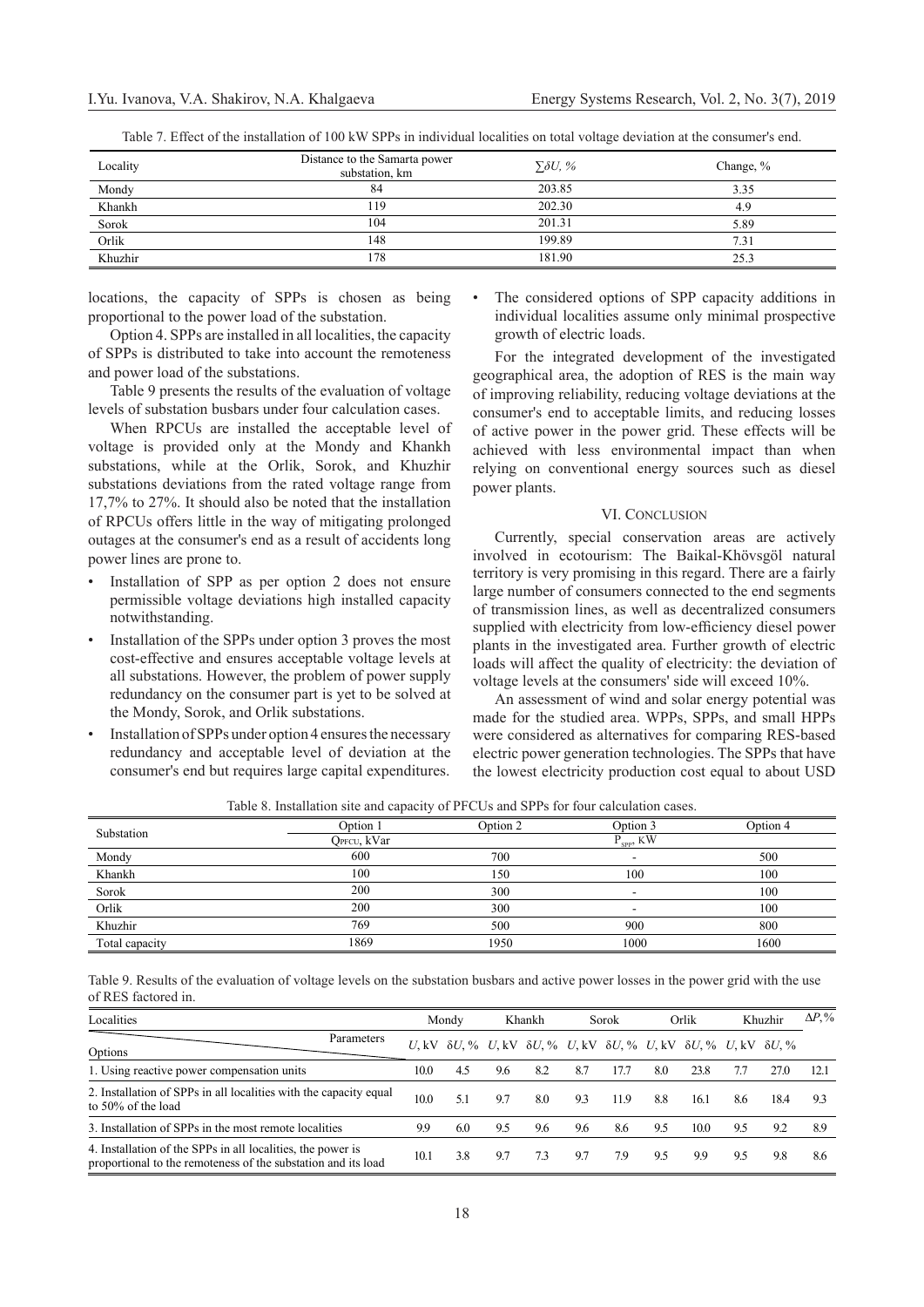Table 7. Effect of the installation of 100 kW SPPs in individual localities on total voltage deviation at the consumer's end.

| Locality | Distance to the Samarta power substation, km | $\sum\delta U$, % | Change, % |
|---|---|---|---|
| Mondy | 84 | 203.85 | 3.35 |
| Khankh | 119 | 202.30 | 4.9 |
| Sorok | 104 | 201.31 | 5.89 |
| Orlik | 148 | 199.89 | 7.31 |
| Khuzhir | 178 | 181.90 | 25.3 |

locations, the capacity of SPPs is chosen as being proportional to the power load of the substation.

Option 4. SPPs are installed in all localities, the capacity of SPPs is distributed to take into account the remoteness and power load of the substations.

Table 9 presents the results of the evaluation of voltage levels of substation busbars under four calculation cases.

When RPCUs are installed the acceptable level of voltage is provided only at the Mondy and Khankh substations, while at the Orlik, Sorok, and Khuzhir substations deviations from the rated voltage range from 17,7% to 27%. It should also be noted that the installation of RPCUs offers little in the way of mitigating prolonged outages at the consumer's end as a result of accidents long power lines are prone to.

- Installation of SPP as per option 2 does not ensure permissible voltage deviations high installed capacity notwithstanding.
- Installation of the SPPs under option 3 proves the most cost-effective and ensures acceptable voltage levels at all substations. However, the problem of power supply redundancy on the consumer part is yet to be solved at the Mondy, Sorok, and Orlik substations.
- Installation of SPPs under option 4 ensures the necessary redundancy and acceptable level of deviation at the consumer's end but requires large capital expenditures.
- The considered options of SPP capacity additions in individual localities assume only minimal prospective growth of electric loads.

For the integrated development of the investigated geographical area, the adoption of RES is the main way of improving reliability, reducing voltage deviations at the consumer's end to acceptable limits, and reducing losses of active power in the power grid. These effects will be achieved with less environmental impact than when relying on conventional energy sources such as diesel power plants.

## VI. Conclusion

Currently, special conservation areas are actively involved in ecotourism: The Baikal-Khövsgöl natural territory is very promising in this regard. There are a fairly large number of consumers connected to the end segments of transmission lines, as well as decentralized consumers supplied with electricity from low-efficiency diesel power plants in the investigated area. Further growth of electric loads will affect the quality of electricity: the deviation of voltage levels at the consumers' side will exceed 10%.

An assessment of wind and solar energy potential was made for the studied area. WPPs, SPPs, and small HPPs were considered as alternatives for comparing RES-based electric power generation technologies. The SPPs that have the lowest electricity production cost equal to about USD

Table 8. Installation site and capacity of PFCUs and SPPs for four calculation cases.

| Substation | Option 1 | Option 2 | Option 3 | Option 4 |
|---|---|---|---|---|
| | $Q_{PFCU}$, kVar | | $P_{SPP}$, KW | |
| Mondy | 600 | 700 | - | 500 |
| Khankh | 100 | 150 | 100 | 100 |
| Sorok | 200 | 300 | - | 100 |
| Orlik | 200 | 300 | - | 100 |
| Khuzhir | 769 | 500 | 900 | 800 |
| Total capacity | 1869 | 1950 | 1000 | 1600 |

Table 9. Results of the evaluation of voltage levels on the substation busbars and active power losses in the power grid with the use of RES factored in.

| Localities | Mondy | | Khankh | | Sorok | | Orlik | | Khuzhir | | $\Delta P$,% |
|---|---|---|---|---|---|---|---|---|---|---|---|
| Options / Parameters | $U$, kV | $\delta U$, % | $U$, kV | $\delta U$, % | $U$, kV | $\delta U$, % | $U$, kV | $\delta U$, % | $U$, kV | $\delta U$, % | |
| 1. Using reactive power compensation units | 10.0 | 4.5 | 9.6 | 8.2 | 8.7 | 17.7 | 8.0 | 23.8 | 7.7 | 27.0 | 12.1 |
| 2. Installation of SPPs in all localities with the capacity equal to 50% of the load | 10.0 | 5.1 | 9.7 | 8.0 | 9.3 | 11.9 | 8.8 | 16.1 | 8.6 | 18.4 | 9.3 |
| 3. Installation of SPPs in the most remote localities | 9.9 | 6.0 | 9.5 | 9.6 | 9.6 | 8.6 | 9.5 | 10.0 | 9.5 | 9.2 | 8.9 |
| 4. Installation of the SPPs in all localities, the power is proportional to the remoteness of the substation and its load | 10.1 | 3.8 | 9.7 | 7.3 | 9.7 | 7.9 | 9.5 | 9.9 | 9.5 | 9.8 | 8.6 |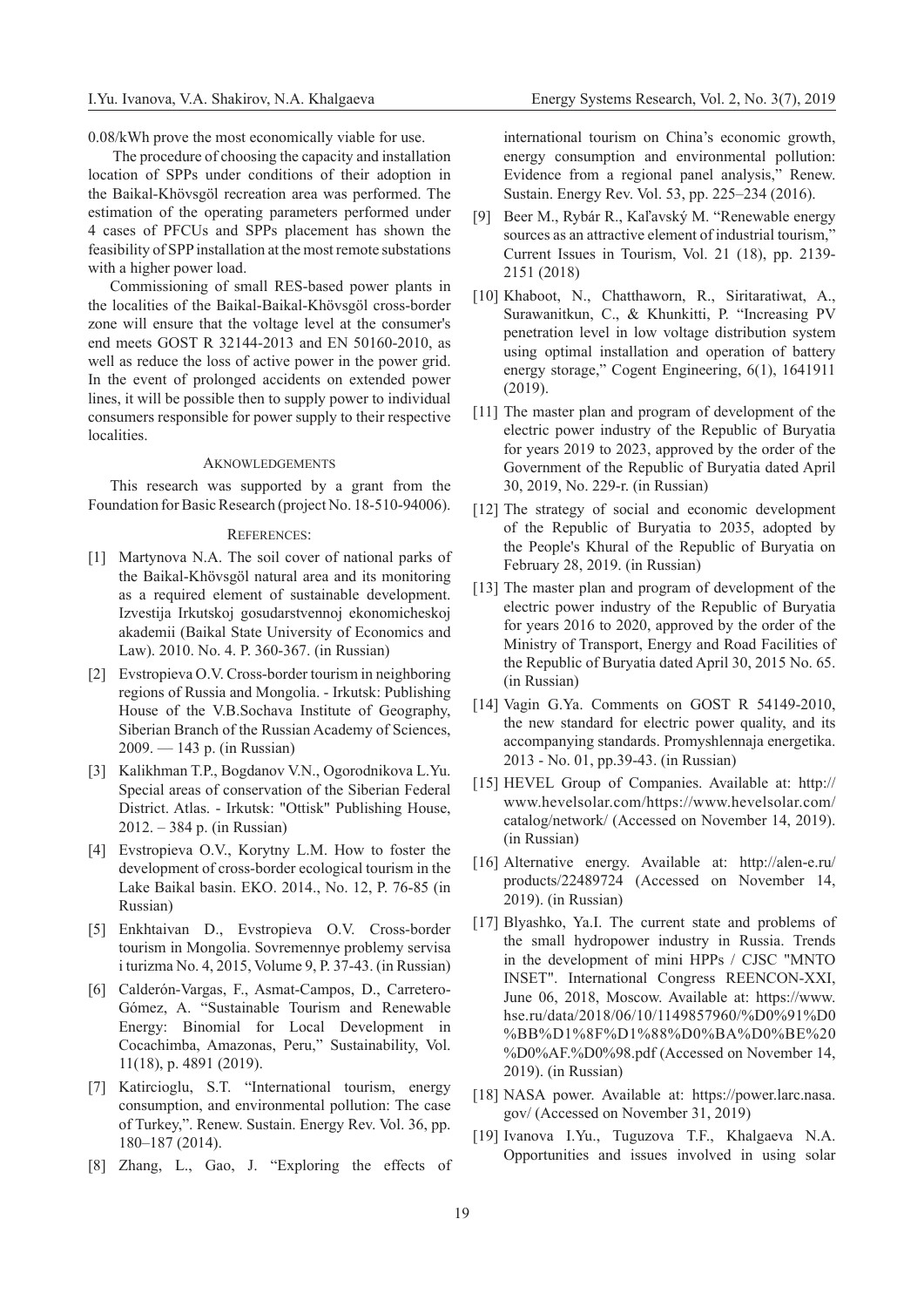0.08/kWh prove the most economically viable for use.

The procedure of choosing the capacity and installation location of SPPs under conditions of their adoption in the Baikal-Khövsgöl recreation area was performed. The estimation of the operating parameters performed under 4 cases of PFCUs and SPPs placement has shown the feasibility of SPP installation at the most remote substations with a higher power load.

Commissioning of small RES-based power plants in the localities of the Baikal-Baikal-Khövsgöl cross-border zone will ensure that the voltage level at the consumer's end meets GOST R 32144-2013 and EN 50160-2010, as well as reduce the loss of active power in the power grid. In the event of prolonged accidents on extended power lines, it will be possible then to supply power to individual consumers responsible for power supply to their respective localities.

## Aknowledgements

This research was supported by a grant from the Foundation for Basic Research (project No. 18-510-94006).

## References:

[1] Martynova N.A. The soil cover of national parks of the Baikal-Khövsgöl natural area and its monitoring as a required element of sustainable development. Izvestija Irkutskoj gosudarstvennoj ekonomicheskoj akademii (Baikal State University of Economics and Law). 2010. No. 4. P. 360-367. (in Russian)

[2] Evstropieva O.V. Cross-border tourism in neighboring regions of Russia and Mongolia. - Irkutsk: Publishing House of the V.B.Sochava Institute of Geography, Siberian Branch of the Russian Academy of Sciences, 2009. — 143 p. (in Russian)

[3] Kalikhman T.P., Bogdanov V.N., Ogorodnikova L.Yu. Special areas of conservation of the Siberian Federal District. Atlas. - Irkutsk: "Ottisk" Publishing House, 2012. – 384 p. (in Russian)

[4] Evstropieva O.V., Korytny L.M. How to foster the development of cross-border ecological tourism in the Lake Baikal basin. EKO. 2014., No. 12, P. 76-85 (in Russian)

[5] Enkhtaivan D., Evstropieva O.V. Cross-border tourism in Mongolia. Sovremennye problemy servisa i turizma No. 4, 2015, Volume 9, P. 37-43. (in Russian)

[6] Calderón-Vargas, F., Asmat-Campos, D., Carretero-Gómez, A. "Sustainable Tourism and Renewable Energy: Binomial for Local Development in Cocachimba, Amazonas, Peru," Sustainability, Vol. 11(18), p. 4891 (2019).

[7] Katircioglu, S.T. "International tourism, energy consumption, and environmental pollution: The case of Turkey,". Renew. Sustain. Energy Rev. Vol. 36, pp. 180–187 (2014).

[8] Zhang, L., Gao, J. "Exploring the effects of international tourism on China's economic growth, energy consumption and environmental pollution: Evidence from a regional panel analysis," Renew. Sustain. Energy Rev. Vol. 53, pp. 225–234 (2016).

[9] Beer M., Rybár R., Kaľavský M. "Renewable energy sources as an attractive element of industrial tourism," Current Issues in Tourism, Vol. 21 (18), pp. 2139-2151 (2018)

[10] Khaboot, N., Chatthaworn, R., Siritaratiwat, A., Surawanitkun, C., & Khunkitti, P. "Increasing PV penetration level in low voltage distribution system using optimal installation and operation of battery energy storage," Cogent Engineering, 6(1), 1641911 (2019).

[11] The master plan and program of development of the electric power industry of the Republic of Buryatia for years 2019 to 2023, approved by the order of the Government of the Republic of Buryatia dated April 30, 2019, No. 229-r. (in Russian)

[12] The strategy of social and economic development of the Republic of Buryatia to 2035, adopted by the People's Khural of the Republic of Buryatia on February 28, 2019. (in Russian)

[13] The master plan and program of development of the electric power industry of the Republic of Buryatia for years 2016 to 2020, approved by the order of the Ministry of Transport, Energy and Road Facilities of the Republic of Buryatia dated April 30, 2015 No. 65. (in Russian)

[14] Vagin G.Ya. Comments on GOST R 54149-2010, the new standard for electric power quality, and its accompanying standards. Promyshlennaja energetika. 2013 - No. 01, pp.39-43. (in Russian)

[15] HEVEL Group of Companies. Available at: http://www.hevelsolar.com/https://www.hevelsolar.com/catalog/network/ (Accessed on November 14, 2019). (in Russian)

[16] Alternative energy. Available at: http://alen-e.ru/products/22489724 (Accessed on November 14, 2019). (in Russian)

[17] Blyashko, Ya.I. The current state and problems of the small hydropower industry in Russia. Trends in the development of mini HPPs / CJSC "MNTO INSET". International Congress REENCON-XXI, June 06, 2018, Moscow. Available at: https://www.hse.ru/data/2018/06/10/1149857960/%D0%91%D0%BB%D1%8F%D1%88%D0%BA%D0%BE%20%D0%AF.%D0%98.pdf (Accessed on November 14, 2019). (in Russian)

[18] NASA power. Available at: https://power.larc.nasa.gov/ (Accessed on November 31, 2019)

[19] Ivanova I.Yu., Tuguzova T.F., Khalgaeva N.A. Opportunities and issues involved in using solar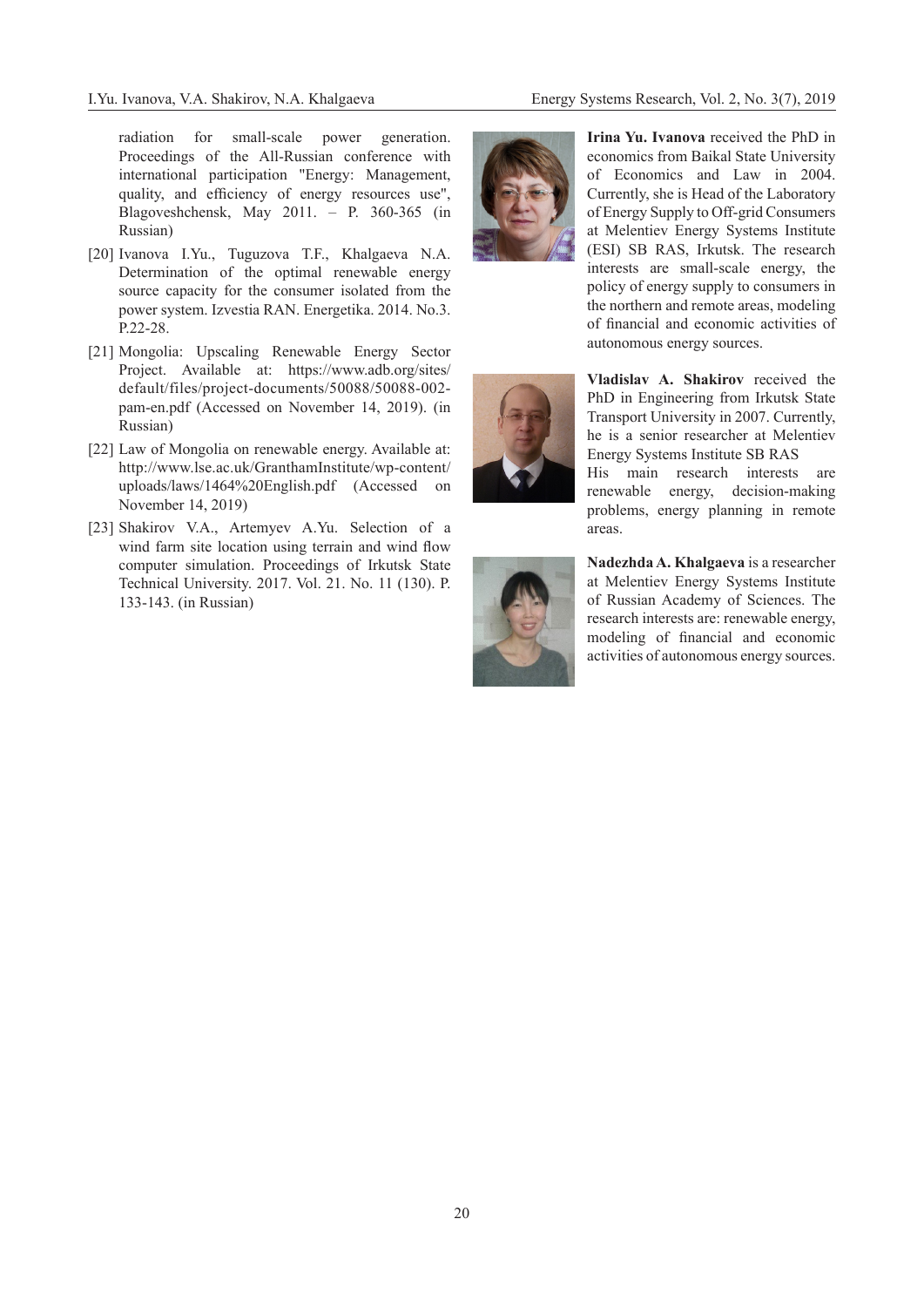radiation for small-scale power generation. Proceedings of the All-Russian conference with international participation "Energy: Management, quality, and efficiency of energy resources use", Blagoveshchensk, May 2011. – P. 360-365 (in Russian)

[20] Ivanova I.Yu., Tuguzova T.F., Khalgaeva N.A. Determination of the optimal renewable energy source capacity for the consumer isolated from the power system. Izvestia RAN. Energetika. 2014. No.3. P.22-28.

[21] Mongolia: Upscaling Renewable Energy Sector Project. Available at: https://www.adb.org/sites/default/files/project-documents/50088/50088-002-pam-en.pdf (Accessed on November 14, 2019). (in Russian)

[22] Law of Mongolia on renewable energy. Available at: http://www.lse.ac.uk/GranthamInstitute/wp-content/uploads/laws/1464%20English.pdf (Accessed on November 14, 2019)

[23] Shakirov V.A., Artemyev A.Yu. Selection of a wind farm site location using terrain and wind flow computer simulation. Proceedings of Irkutsk State Technical University. 2017. Vol. 21. No. 11 (130). P. 133-143. (in Russian)

**Irina Yu. Ivanova** received the PhD in economics from Baikal State University of Economics and Law in 2004. Currently, she is Head of the Laboratory of Energy Supply to Off-grid Consumers at Melentiev Energy Systems Institute (ESI) SB RAS, Irkutsk. The research interests are small-scale energy, the policy of energy supply to consumers in the northern and remote areas, modeling of financial and economic activities of autonomous energy sources.

**Vladislav A. Shakirov** received the PhD in Engineering from Irkutsk State Transport University in 2007. Currently, he is a senior researcher at Melentiev Energy Systems Institute SB RAS
His main research interests are renewable energy, decision-making problems, energy planning in remote areas.

**Nadezhda A. Khalgaeva** is a researcher at Melentiev Energy Systems Institute of Russian Academy of Sciences. The research interests are: renewable energy, modeling of financial and economic activities of autonomous energy sources.